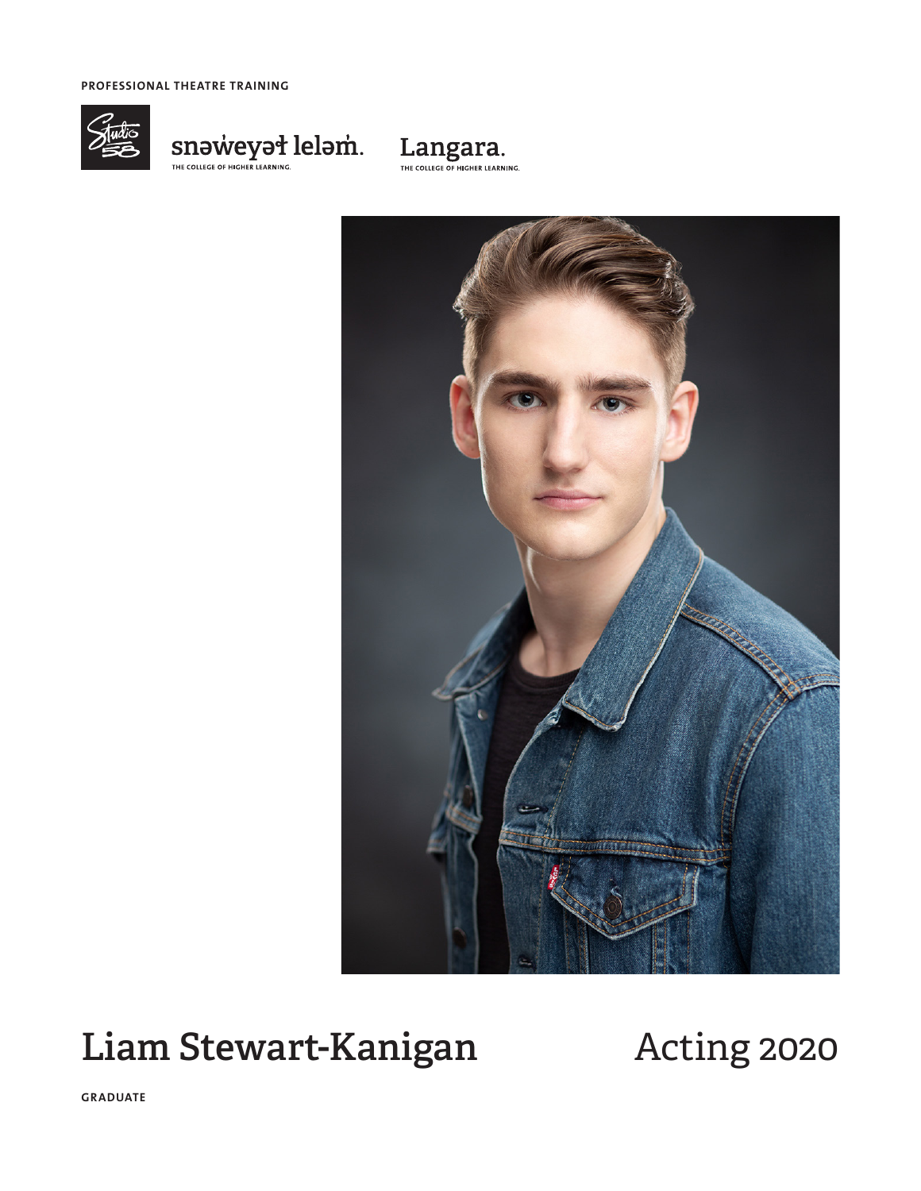PROFESSIONAL THEATRE TRAINING

snəw̓eyəɬ leləm̓.
THE COLLEGE OF HIGHER LEARNING.

Langara.
THE COLLEGE OF HIGHER LEARNING.

# Liam Stewart-Kanigan

Acting 2020

**GRADUATE**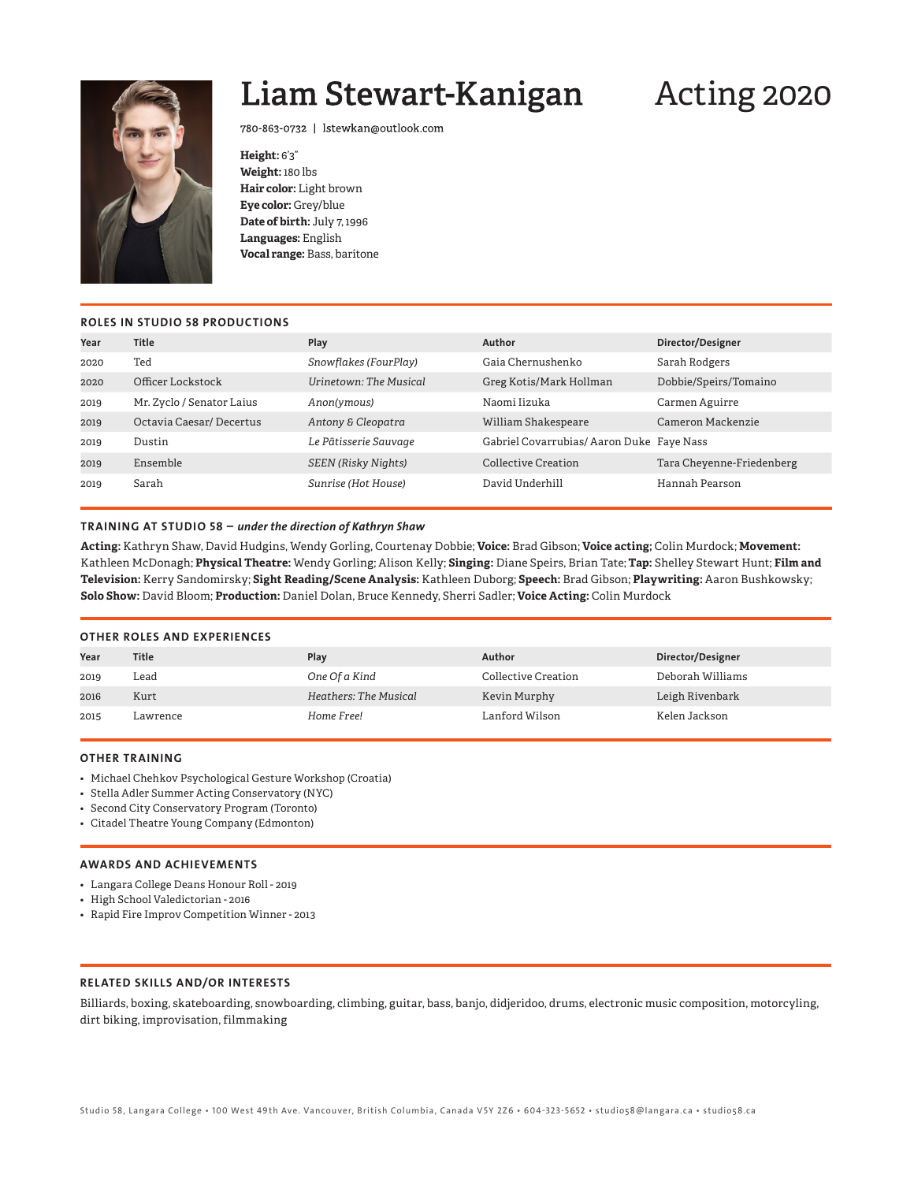# Liam Stewart-Kanigan

# Acting 2020

780-863-0732 | lstewkan@outlook.com

**Height:** 6'3"
**Weight:** 180 lbs
**Hair color:** Light brown
**Eye color:** Grey/blue
**Date of birth:** July 7, 1996
**Languages:** English
**Vocal range:** Bass, baritone

## ROLES IN STUDIO 58 PRODUCTIONS

| Year | Title | Play | Author | Director/Designer |
|---|---|---|---|---|
| 2020 | Ted | *Snowflakes (FourPlay)* | Gaia Chernushenko | Sarah Rodgers |
| 2020 | Officer Lockstock | *Urinetown: The Musical* | Greg Kotis/Mark Hollman | Dobbie/Speirs/Tomaino |
| 2019 | Mr. Zyclo / Senator Laius | *Anon(ymous)* | Naomi Iizuka | Carmen Aguirre |
| 2019 | Octavia Caesar/ Decertus | *Antony & Cleopatra* | William Shakespeare | Cameron Mackenzie |
| 2019 | Dustin | *Le Pâtisserie Sauvage* | Gabriel Covarrubias/ Aaron Duke | Faye Nass |
| 2019 | Ensemble | *SEEN (Risky Nights)* | Collective Creation | Tara Cheyenne-Friedenberg |
| 2019 | Sarah | *Sunrise (Hot House)* | David Underhill | Hannah Pearson |

## TRAINING AT STUDIO 58 – *under the direction of Kathryn Shaw*

**Acting:** Kathryn Shaw, David Hudgins, Wendy Gorling, Courtenay Dobbie; **Voice:** Brad Gibson; **Voice acting;** Colin Murdock; **Movement:** Kathleen McDonagh; **Physical Theatre:** Wendy Gorling; Alison Kelly; **Singing:** Diane Speirs, Brian Tate; **Tap:** Shelley Stewart Hunt; **Film and Television:** Kerry Sandomirsky; **Sight Reading/Scene Analysis:** Kathleen Duborg; **Speech:** Brad Gibson; **Playwriting:** Aaron Bushkowsky; **Solo Show:** David Bloom; **Production:** Daniel Dolan, Bruce Kennedy, Sherri Sadler; **Voice Acting:** Colin Murdock

## OTHER ROLES AND EXPERIENCES

| Year | Title | Play | Author | Director/Designer |
|---|---|---|---|---|
| 2019 | Lead | *One Of a Kind* | Collective Creation | Deborah Williams |
| 2016 | Kurt | *Heathers: The Musical* | Kevin Murphy | Leigh Rivenbark |
| 2015 | Lawrence | *Home Free!* | Lanford Wilson | Kelen Jackson |

## OTHER TRAINING

- Michael Chehkov Psychological Gesture Workshop (Croatia)
- Stella Adler Summer Acting Conservatory (NYC)
- Second City Conservatory Program (Toronto)
- Citadel Theatre Young Company (Edmonton)

## AWARDS AND ACHIEVEMENTS

- Langara College Deans Honour Roll - 2019
- High School Valedictorian - 2016
- Rapid Fire Improv Competition Winner - 2013

## RELATED SKILLS AND/OR INTERESTS

Billiards, boxing, skateboarding, snowboarding, climbing, guitar, bass, banjo, didjeridoo, drums, electronic music composition, motorcyling, dirt biking, improvisation, filmmaking

Studio 58, Langara College • 100 West 49th Ave. Vancouver, British Columbia, Canada V5Y 2Z6 • 604-323-5652 • studio58@langara.ca • studio58.ca